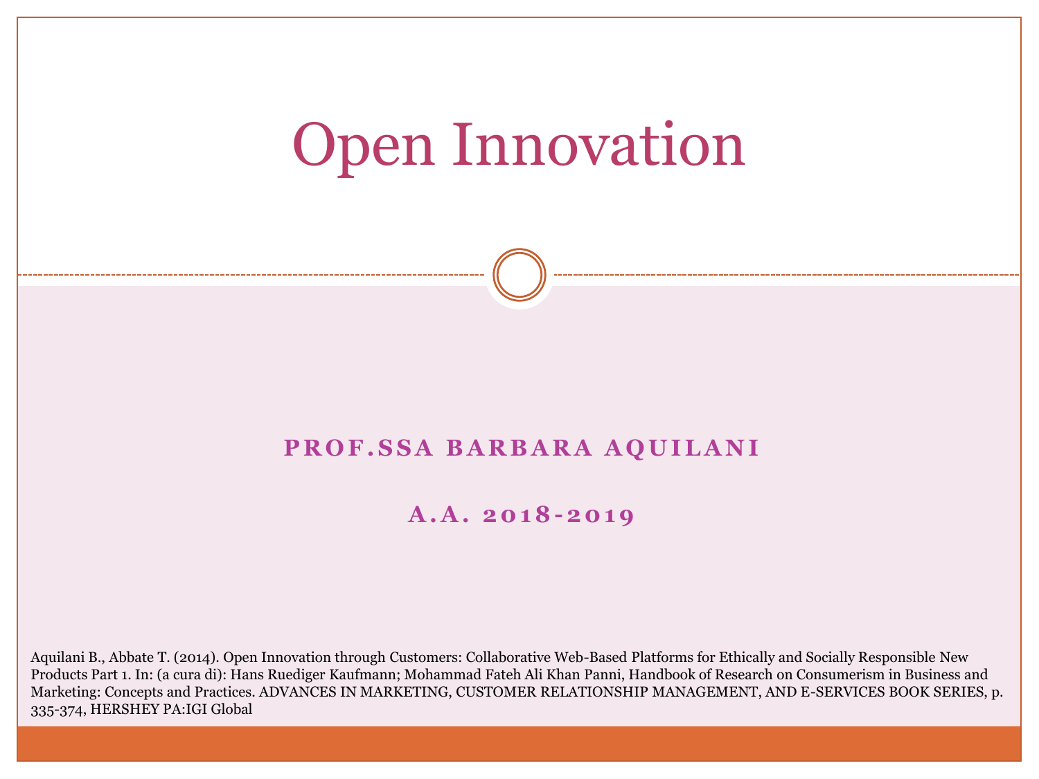# Open Innovation

**PROF.SSA BARBARA AQUILANI**

**A.A. 2018-2019**

Aquilani B., Abbate T. (2014). Open Innovation through Customers: Collaborative Web-Based Platforms for Ethically and Socially Responsible New Products Part 1. In: (a cura di): Hans Ruediger Kaufmann; Mohammad Fateh Ali Khan Panni, Handbook of Research on Consumerism in Business and Marketing: Concepts and Practices. ADVANCES IN MARKETING, CUSTOMER RELATIONSHIP MANAGEMENT, AND E-SERVICES BOOK SERIES, p. 335-374, HERSHEY PA:IGI Global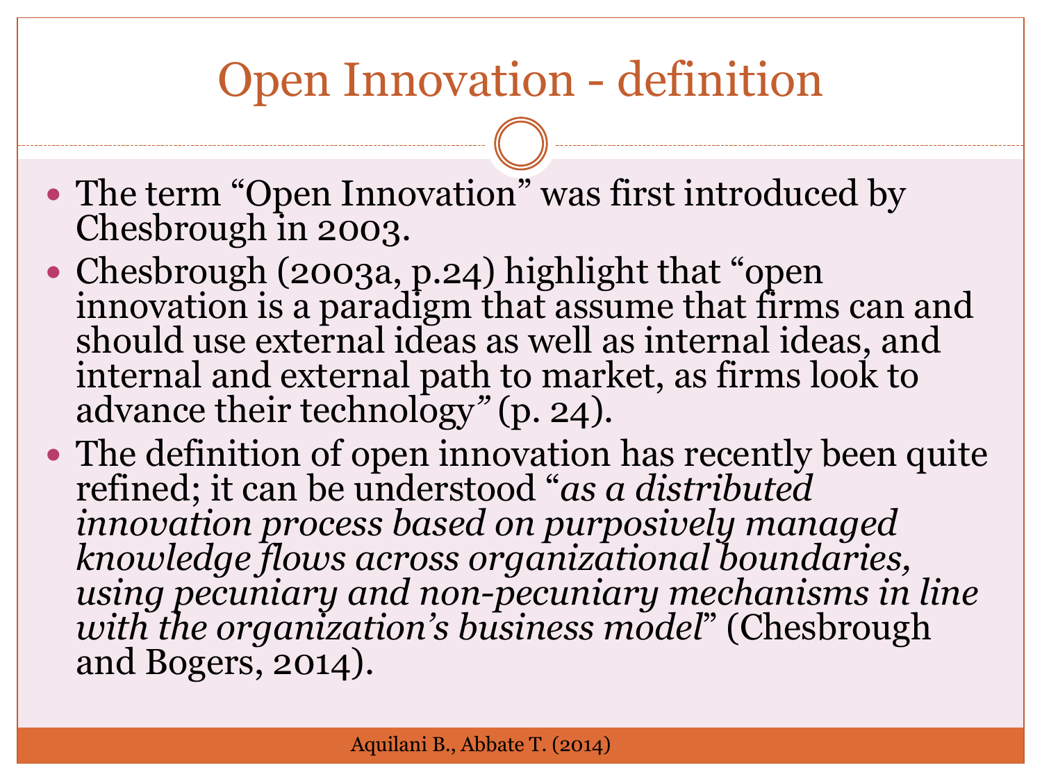# Open Innovation - definition

- The term "Open Innovation" was first introduced by Chesbrough in 2003.
- Chesbrough (2003a, p.24) highlight that "open innovation is a paradigm that assume that firms can and should use external ideas as well as internal ideas, and internal and external path to market, as firms look to advance their technology" (p. 24).
- The definition of open innovation has recently been quite refined; it can be understood "*as a distributed innovation process based on purposively managed knowledge flows across organizational boundaries, using pecuniary and non-pecuniary mechanisms in line with the organization's business model*" (Chesbrough and Bogers, 2014).

Aquilani B., Abbate T. (2014)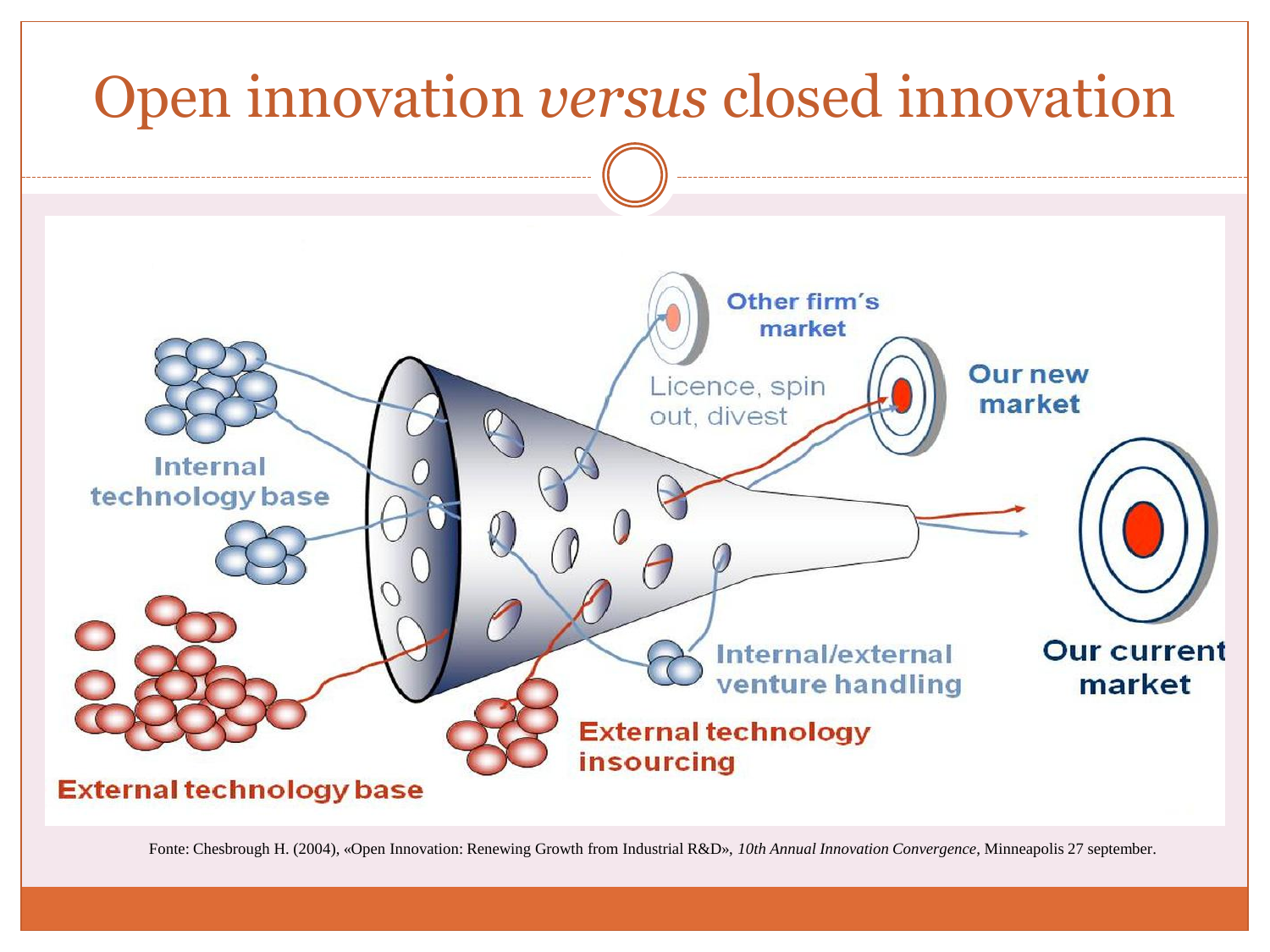# Open innovation *versus* closed innovation

Other firm's market

Licence, spin out, divest

Our new market

Internal technology base

Our current market

Internal/external venture handling

External technology insourcing

External technology base

Fonte: Chesbrough H. (2004), «Open Innovation: Renewing Growth from Industrial R&D», *10th Annual Innovation Convergence*, Minneapolis 27 september.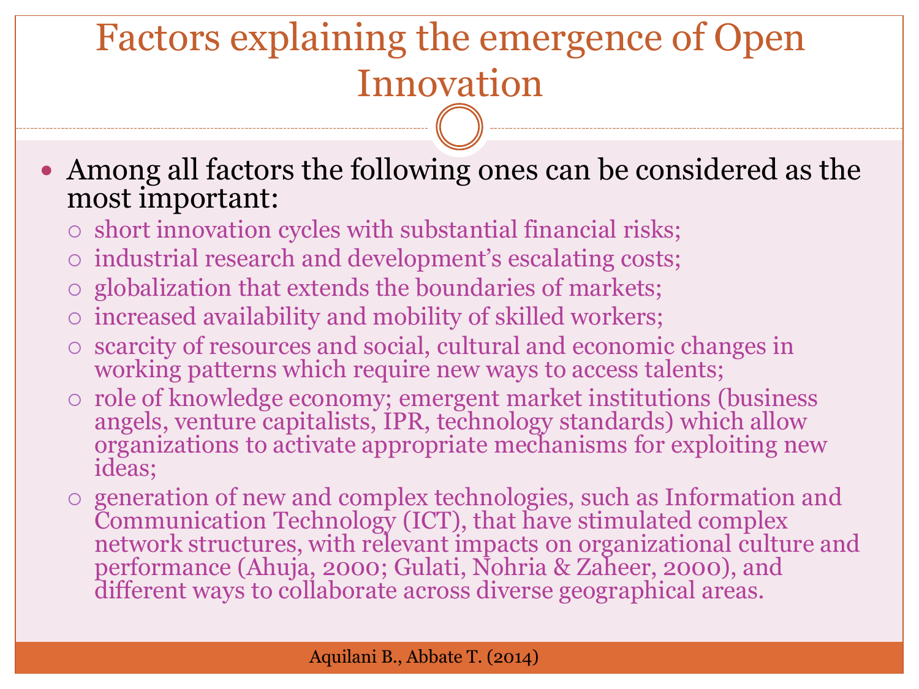# Factors explaining the emergence of Open Innovation

- Among all factors the following ones can be considered as the most important:
  - short innovation cycles with substantial financial risks;
  - industrial research and development's escalating costs;
  - globalization that extends the boundaries of markets;
  - increased availability and mobility of skilled workers;
  - scarcity of resources and social, cultural and economic changes in working patterns which require new ways to access talents;
  - role of knowledge economy; emergent market institutions (business angels, venture capitalists, IPR, technology standards) which allow organizations to activate appropriate mechanisms for exploiting new ideas;
  - generation of new and complex technologies, such as Information and Communication Technology (ICT), that have stimulated complex network structures, with relevant impacts on organizational culture and performance (Ahuja, 2000; Gulati, Nohria & Zaheer, 2000), and different ways to collaborate across diverse geographical areas.

Aquilani B., Abbate T. (2014)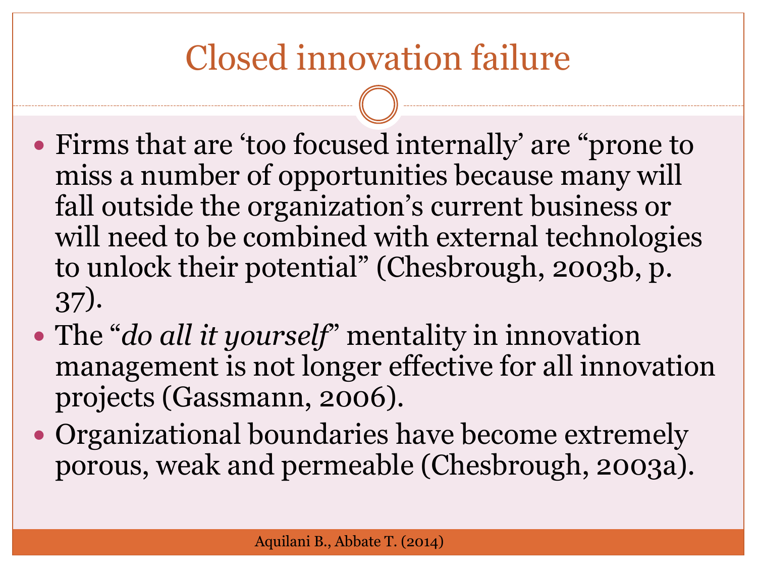# Closed innovation failure

- Firms that are 'too focused internally' are "prone to miss a number of opportunities because many will fall outside the organization's current business or will need to be combined with external technologies to unlock their potential" (Chesbrough, 2003b, p. 37).
- The "*do all it yourself*" mentality in innovation management is not longer effective for all innovation projects (Gassmann, 2006).
- Organizational boundaries have become extremely porous, weak and permeable (Chesbrough, 2003a).

Aquilani B., Abbate T. (2014)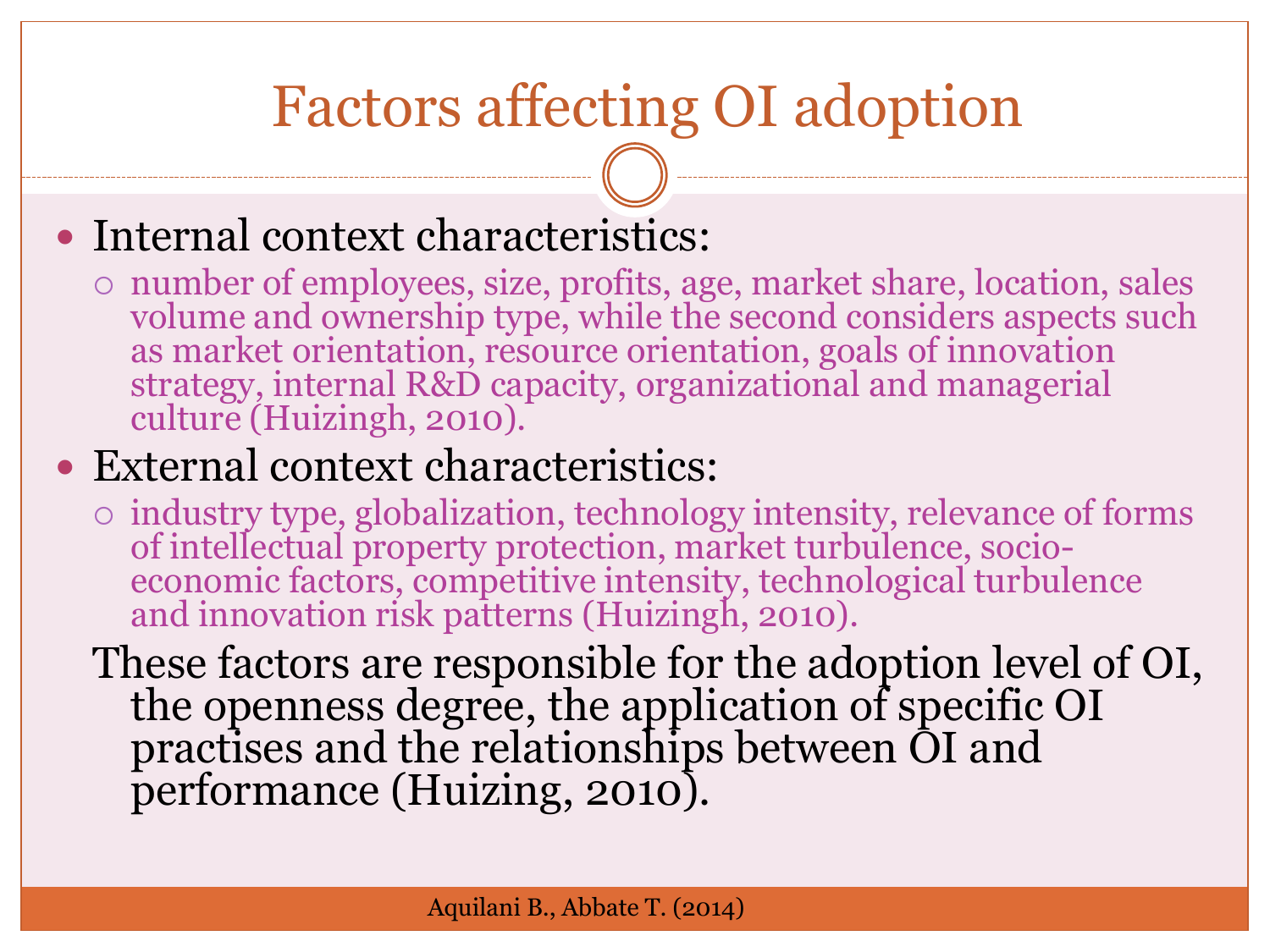# Factors affecting OI adoption

- Internal context characteristics:
  - number of employees, size, profits, age, market share, location, sales volume and ownership type, while the second considers aspects such as market orientation, resource orientation, goals of innovation strategy, internal R&D capacity, organizational and managerial culture (Huizingh, 2010).
- External context characteristics:
  - industry type, globalization, technology intensity, relevance of forms of intellectual property protection, market turbulence, socio-economic factors, competitive intensity, technological turbulence and innovation risk patterns (Huizingh, 2010).

These factors are responsible for the adoption level of OI, the openness degree, the application of specific OI practises and the relationships between OI and performance (Huizing, 2010).

Aquilani B., Abbate T. (2014)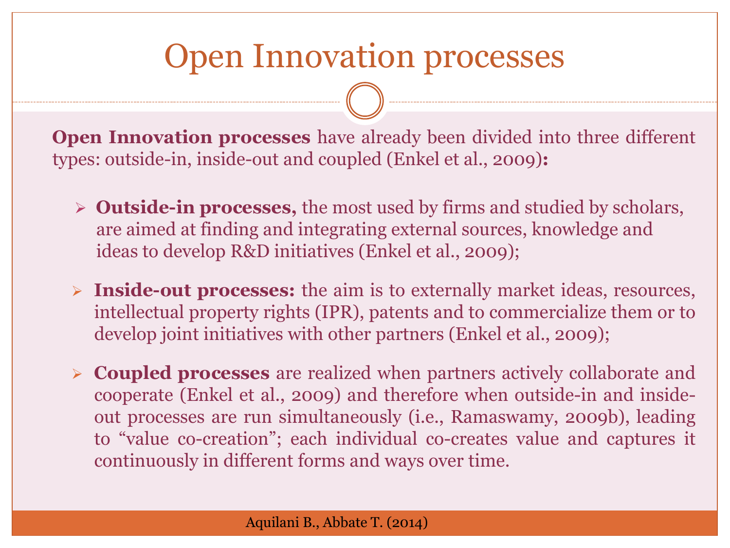# Open Innovation processes

**Open Innovation processes** have already been divided into three different types: outside-in, inside-out and coupled (Enkel et al., 2009)**:**

- **Outside-in processes,** the most used by firms and studied by scholars, are aimed at finding and integrating external sources, knowledge and ideas to develop R&D initiatives (Enkel et al., 2009);
- **Inside-out processes:** the aim is to externally market ideas, resources, intellectual property rights (IPR), patents and to commercialize them or to develop joint initiatives with other partners (Enkel et al., 2009);
- **Coupled processes** are realized when partners actively collaborate and cooperate (Enkel et al., 2009) and therefore when outside-in and inside-out processes are run simultaneously (i.e., Ramaswamy, 2009b), leading to "value co-creation"; each individual co-creates value and captures it continuously in different forms and ways over time.

Aquilani B., Abbate T. (2014)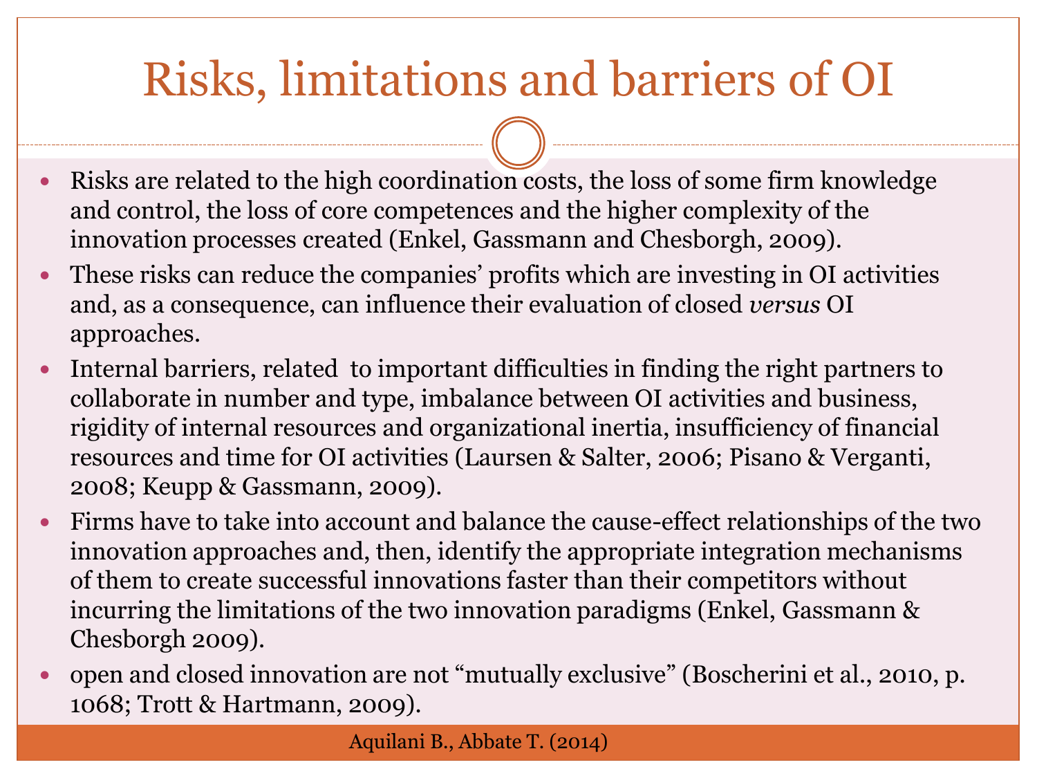# Risks, limitations and barriers of OI

- Risks are related to the high coordination costs, the loss of some firm knowledge and control, the loss of core competences and the higher complexity of the innovation processes created (Enkel, Gassmann and Chesborgh, 2009).
- These risks can reduce the companies' profits which are investing in OI activities and, as a consequence, can influence their evaluation of closed *versus* OI approaches.
- Internal barriers, related to important difficulties in finding the right partners to collaborate in number and type, imbalance between OI activities and business, rigidity of internal resources and organizational inertia, insufficiency of financial resources and time for OI activities (Laursen & Salter, 2006; Pisano & Verganti, 2008; Keupp & Gassmann, 2009).
- Firms have to take into account and balance the cause-effect relationships of the two innovation approaches and, then, identify the appropriate integration mechanisms of them to create successful innovations faster than their competitors without incurring the limitations of the two innovation paradigms (Enkel, Gassmann & Chesborgh 2009).
- open and closed innovation are not "mutually exclusive" (Boscherini et al., 2010, p. 1068; Trott & Hartmann, 2009).

Aquilani B., Abbate T. (2014)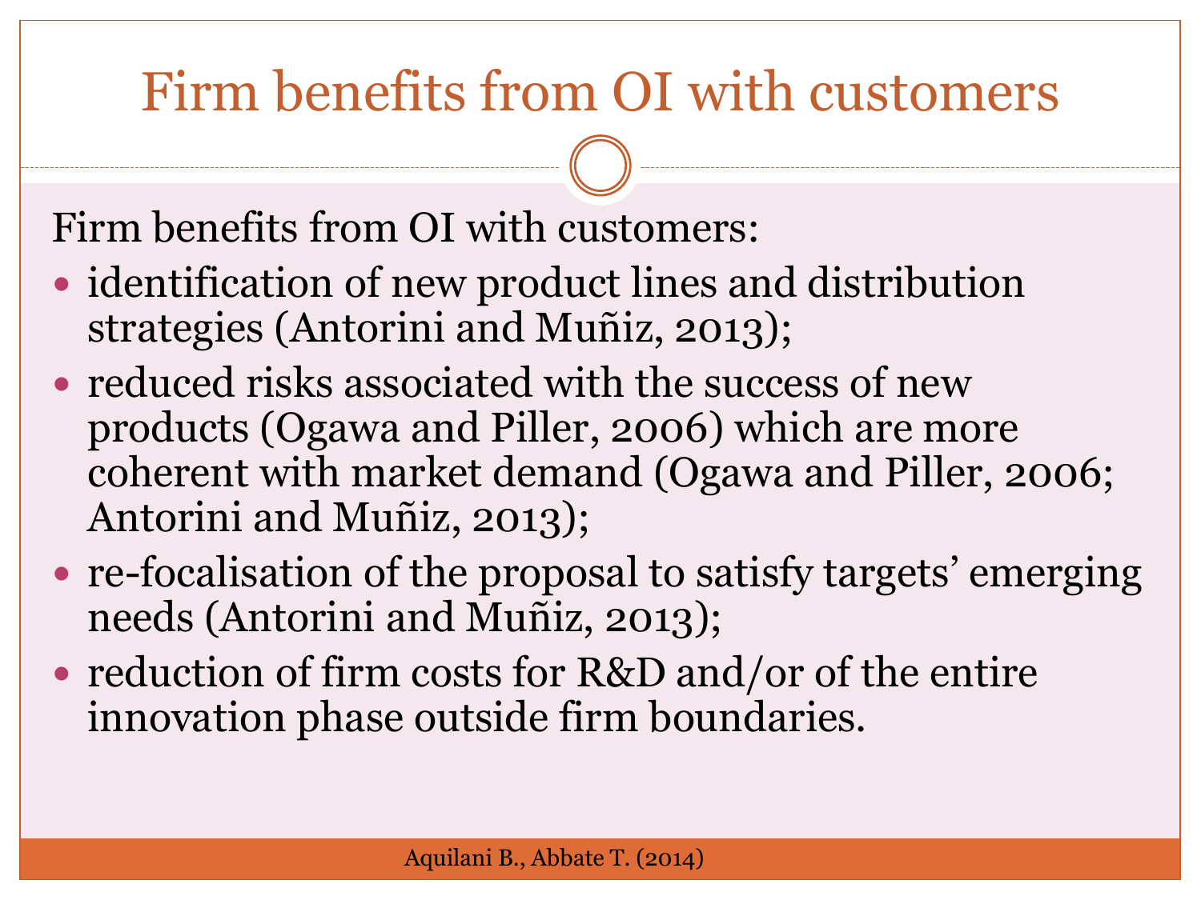# Firm benefits from OI with customers

Firm benefits from OI with customers:

- identification of new product lines and distribution strategies (Antorini and Muñiz, 2013);
- reduced risks associated with the success of new products (Ogawa and Piller, 2006) which are more coherent with market demand (Ogawa and Piller, 2006; Antorini and Muñiz, 2013);
- re-focalisation of the proposal to satisfy targets' emerging needs (Antorini and Muñiz, 2013);
- reduction of firm costs for R&D and/or of the entire innovation phase outside firm boundaries.

Aquilani B., Abbate T. (2014)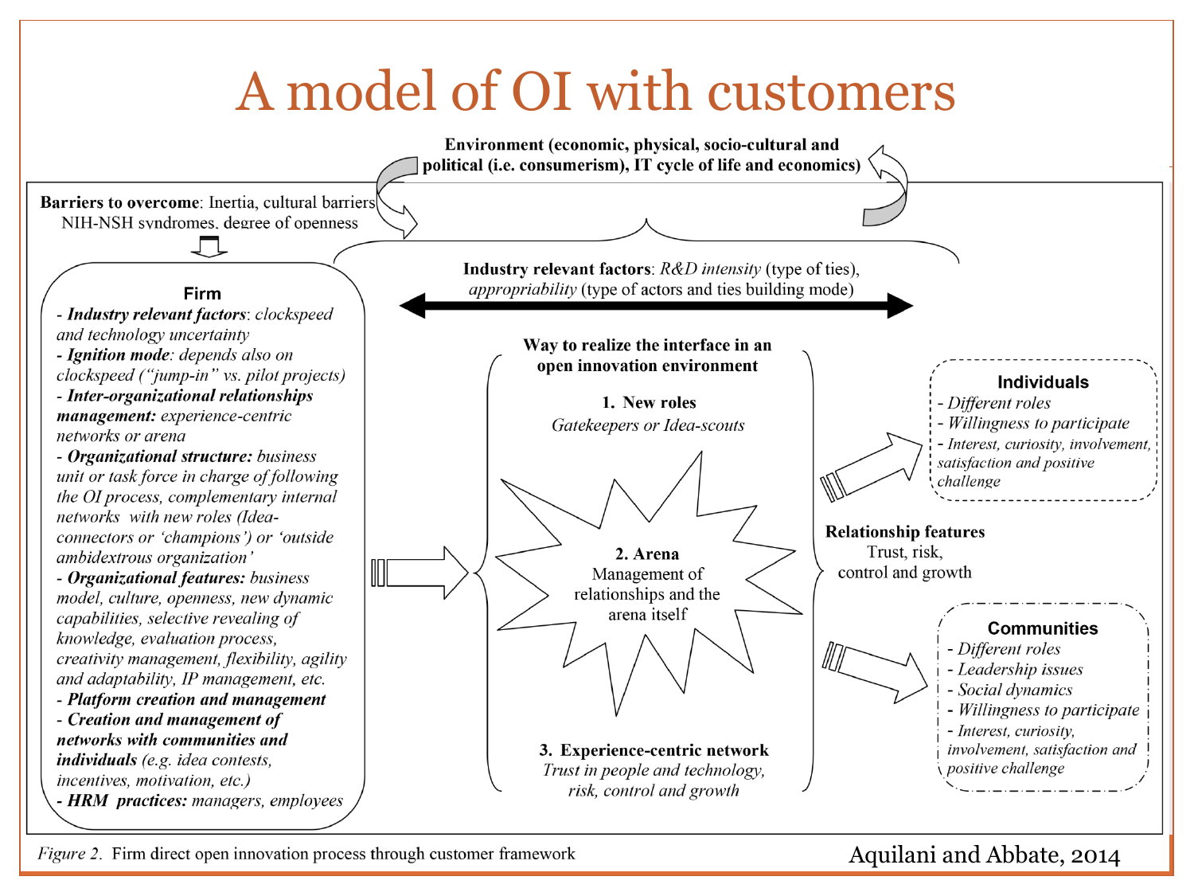# A model of OI with customers

**Environment (economic, physical, socio-cultural and political (i.e. consumerism), IT cycle of life and economics)**

**Barriers to overcome**: Inertia, cultural barriers NIH-NSH syndromes, degree of openness

**Industry relevant factors**: *R&D intensity* (type of ties), *appropriability* (type of actors and ties building mode)

### Firm

- ***Industry relevant factors***: *clockspeed and technology uncertainty*
- ***Ignition mode***: *depends also on clockspeed ("jump-in" vs. pilot projects)*
- ***Inter-organizational relationships management:*** *experience-centric networks or arena*
- ***Organizational structure:*** *business unit or task force in charge of following the OI process, complementary internal networks with new roles (Idea-connectors or 'champions') or 'outside ambidextrous organization'*
- ***Organizational features:*** *business model, culture, openness, new dynamic capabilities, selective revealing of knowledge, evaluation process, creativity management, flexibility, agility and adaptability, IP management, etc.*
- ***Platform creation and management***
- ***Creation and management of networks with communities and individuals*** *(e.g. idea contests, incentives, motivation, etc.)*
- ***HRM practices:*** *managers, employees*

### Way to realize the interface in an open innovation environment

1. **New roles**
   *Gatekeepers or Idea-scouts*
2. **Arena**
   Management of relationships and the arena itself
3. **Experience-centric network**
   *Trust in people and technology, risk, control and growth*

**Relationship features**
Trust, risk, control and growth

### Individuals

- *Different roles*
- *Willingness to participate*
- *Interest, curiosity, involvement, satisfaction and positive challenge*

### Communities

- *Different roles*
- *Leadership issues*
- *Social dynamics*
- *Willingness to participate*
- *Interest, curiosity, involvement, satisfaction and positive challenge*

*Figure 2.* Firm direct open innovation process through customer framework

Aquilani and Abbate, 2014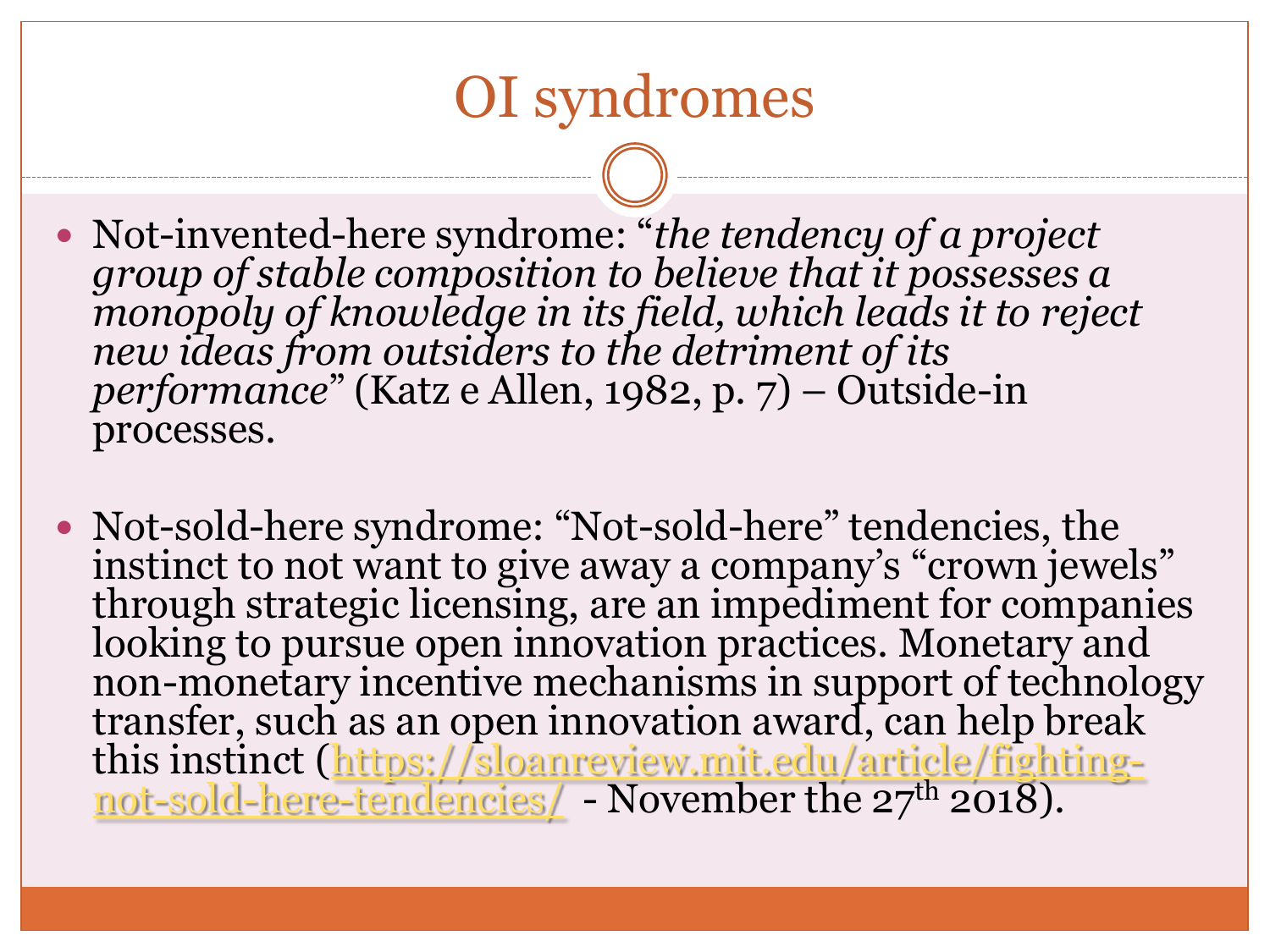# OI syndromes

- Not-invented-here syndrome: "*the tendency of a project group of stable composition to believe that it possesses a monopoly of knowledge in its field, which leads it to reject new ideas from outsiders to the detriment of its performance*" (Katz e Allen, 1982, p. 7) – Outside-in processes.

- Not-sold-here syndrome: "Not-sold-here" tendencies, the instinct to not want to give away a company's "crown jewels" through strategic licensing, are an impediment for companies looking to pursue open innovation practices. Monetary and non-monetary incentive mechanisms in support of technology transfer, such as an open innovation award, can help break this instinct ([https://sloanreview.mit.edu/article/fighting-not-sold-here-tendencies/](https://sloanreview.mit.edu/article/fighting-not-sold-here-tendencies/) - November the 27th 2018).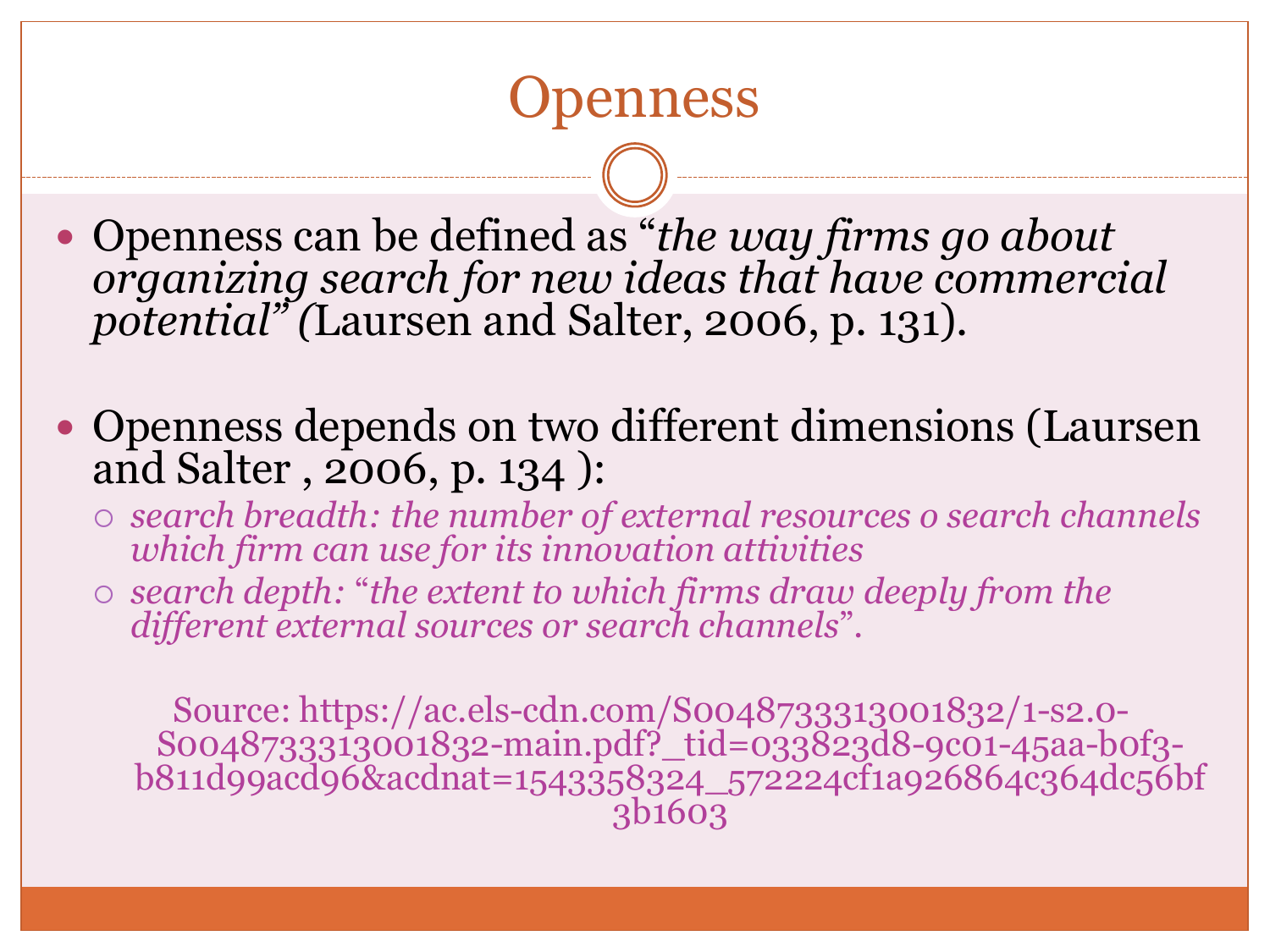# Openness

- Openness can be defined as "*the way firms go about organizing search for new ideas that have commercial potential*" (Laursen and Salter, 2006, p. 131).

- Openness depends on two different dimensions (Laursen and Salter , 2006, p. 134 ):
  - *search breadth: the number of external resources o search channels which firm can use for its innovation attivities*
  - *search depth: "the extent to which firms draw deeply from the different external sources or search channels".*

Source: https://ac.els-cdn.com/S0048733313001832/1-s2.0-S0048733313001832-main.pdf?_tid=033823d8-9c01-45aa-b0f3-b811d99acd96&acdnat=1543358324_572224cf1a926864c364dc56bf3b1603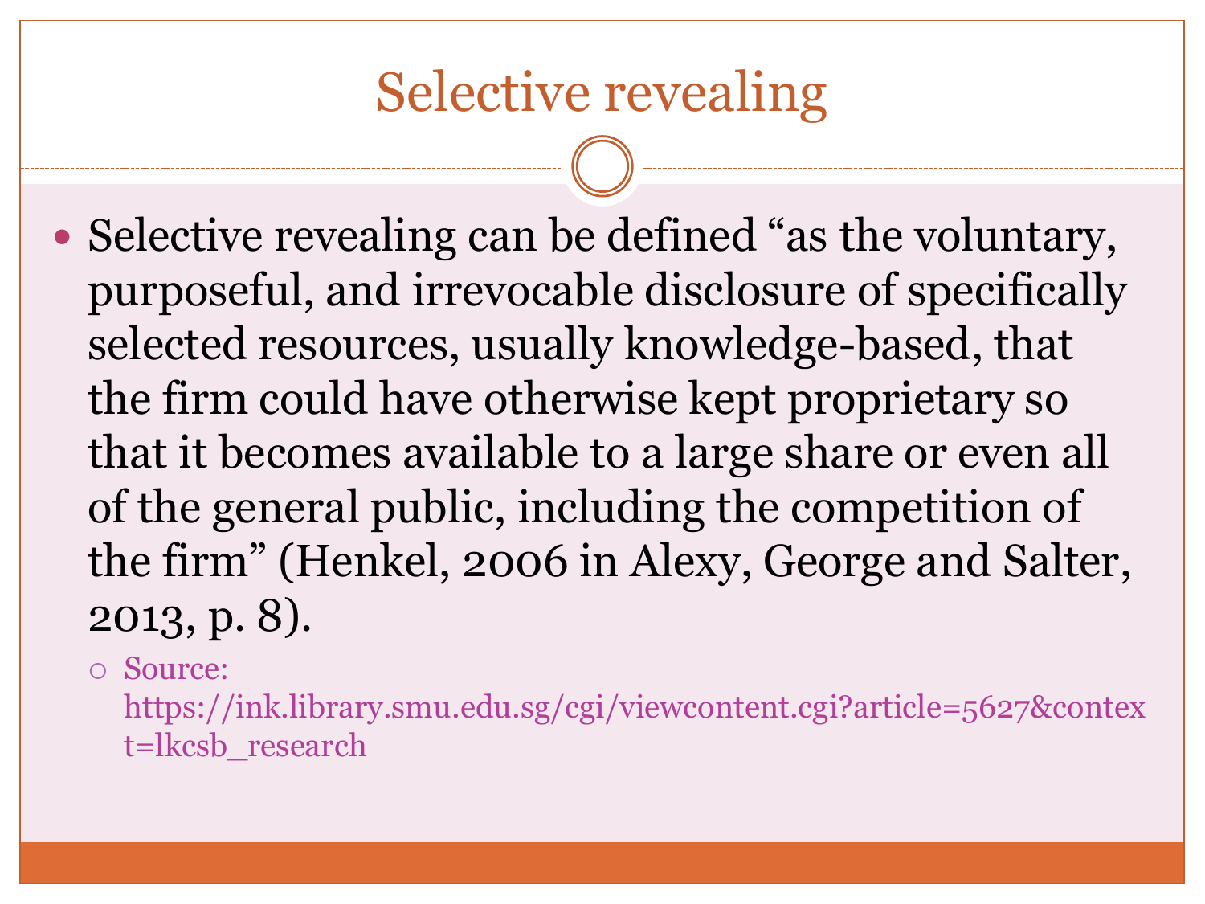# Selective revealing

- Selective revealing can be defined "as the voluntary, purposeful, and irrevocable disclosure of specifically selected resources, usually knowledge-based, that the firm could have otherwise kept proprietary so that it becomes available to a large share or even all of the general public, including the competition of the firm" (Henkel, 2006 in Alexy, George and Salter, 2013, p. 8).
  - Source: https://ink.library.smu.edu.sg/cgi/viewcontent.cgi?article=5627&context=lkcsb_research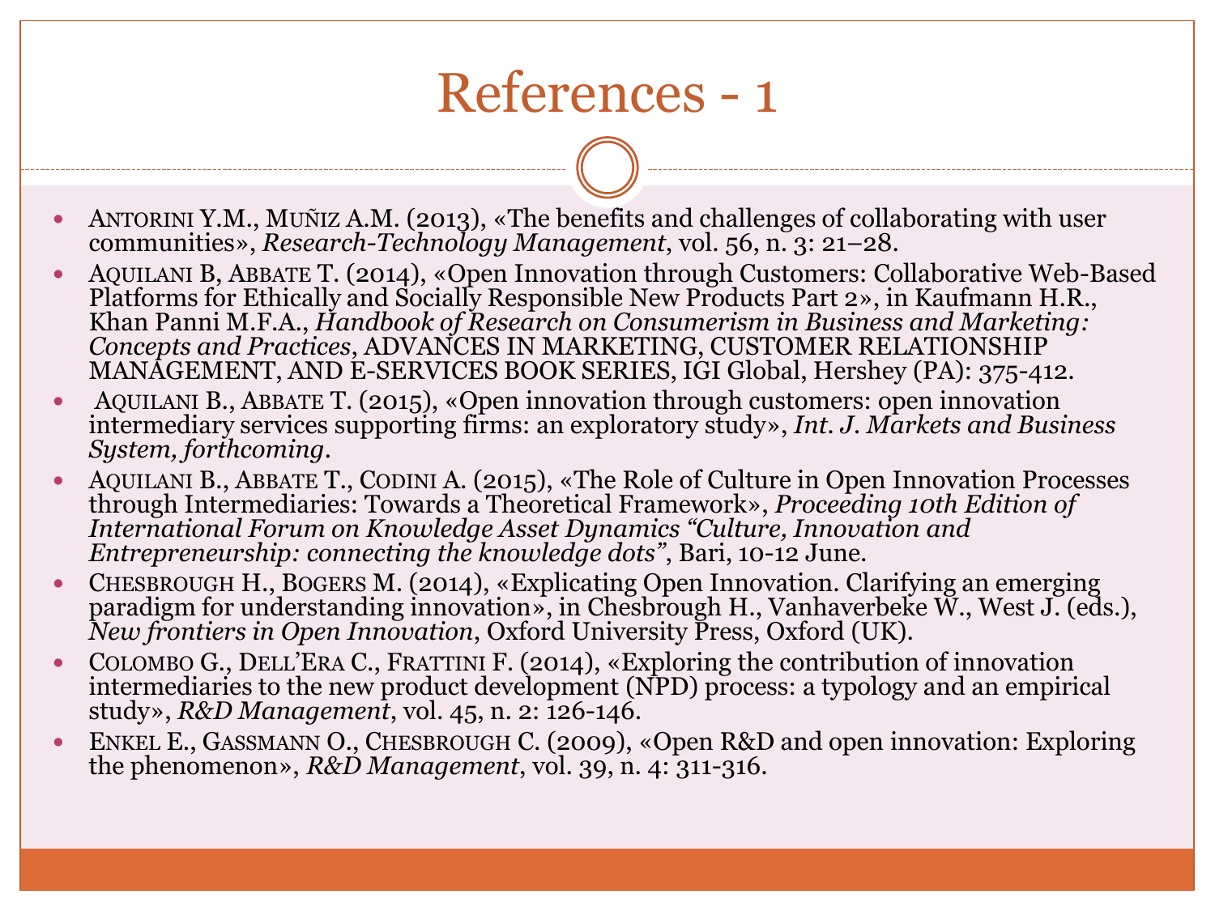# References - 1

- ANTORINI Y.M., MUÑIZ A.M. (2013), «The benefits and challenges of collaborating with user communities», *Research-Technology Management*, vol. 56, n. 3: 21–28.
- AQUILANI B, ABBATE T. (2014), «Open Innovation through Customers: Collaborative Web-Based Platforms for Ethically and Socially Responsible New Products Part 2», in Kaufmann H.R., Khan Panni M.F.A., *Handbook of Research on Consumerism in Business and Marketing: Concepts and Practices*, ADVANCES IN MARKETING, CUSTOMER RELATIONSHIP MANAGEMENT, AND E-SERVICES BOOK SERIES, IGI Global, Hershey (PA): 375-412.
- AQUILANI B., ABBATE T. (2015), «Open innovation through customers: open innovation intermediary services supporting firms: an exploratory study», *Int. J. Markets and Business System, forthcoming*.
- AQUILANI B., ABBATE T., CODINI A. (2015), «The Role of Culture in Open Innovation Processes through Intermediaries: Towards a Theoretical Framework», *Proceeding 10th Edition of International Forum on Knowledge Asset Dynamics "Culture, Innovation and Entrepreneurship: connecting the knowledge dots"*, Bari, 10-12 June.
- CHESBROUGH H., BOGERS M. (2014), «Explicating Open Innovation. Clarifying an emerging paradigm for understanding innovation», in Chesbrough H., Vanhaverbeke W., West J. (eds.), *New frontiers in Open Innovation*, Oxford University Press, Oxford (UK).
- COLOMBO G., DELL'ERA C., FRATTINI F. (2014), «Exploring the contribution of innovation intermediaries to the new product development (NPD) process: a typology and an empirical study», *R&D Management*, vol. 45, n. 2: 126-146.
- ENKEL E., GASSMANN O., CHESBROUGH C. (2009), «Open R&D and open innovation: Exploring the phenomenon», *R&D Management*, vol. 39, n. 4: 311-316.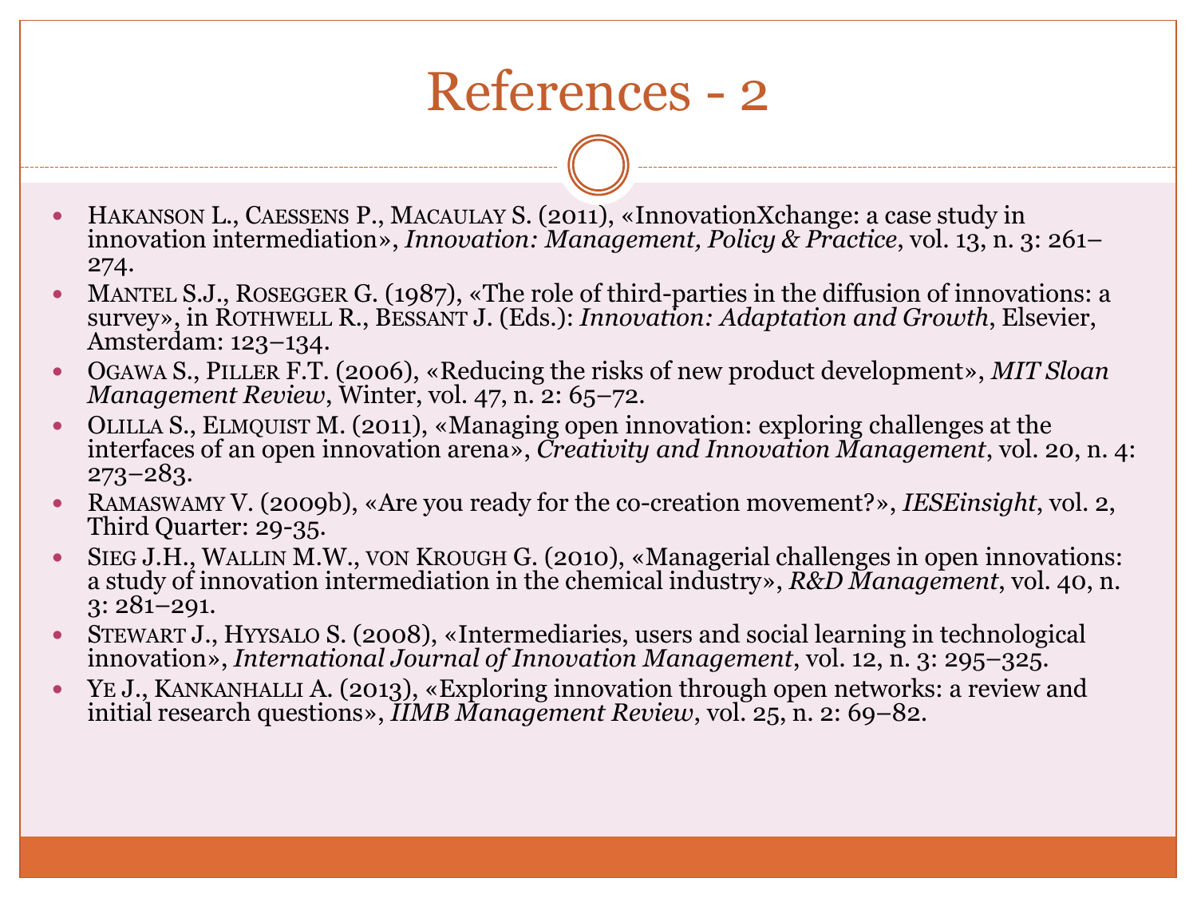# References - 2

- Hakanson L., Caessens P., Macaulay S. (2011), «InnovationXchange: a case study in innovation intermediation», *Innovation: Management, Policy & Practice*, vol. 13, n. 3: 261–274.
- Mantel S.J., Rosegger G. (1987), «The role of third-parties in the diffusion of innovations: a survey», in Rothwell R., Bessant J. (Eds.): *Innovation: Adaptation and Growth*, Elsevier, Amsterdam: 123–134.
- Ogawa S., Piller F.T. (2006), «Reducing the risks of new product development», *MIT Sloan Management Review*, Winter, vol. 47, n. 2: 65–72.
- Olilla S., Elmquist M. (2011), «Managing open innovation: exploring challenges at the interfaces of an open innovation arena», *Creativity and Innovation Management*, vol. 20, n. 4: 273–283.
- Ramaswamy V. (2009b), «Are you ready for the co-creation movement?», *IESEinsight*, vol. 2, Third Quarter: 29-35.
- Sieg J.H., Wallin M.W., von Krough G. (2010), «Managerial challenges in open innovations: a study of innovation intermediation in the chemical industry», *R&D Management*, vol. 40, n. 3: 281–291.
- Stewart J., Hyysalo S. (2008), «Intermediaries, users and social learning in technological innovation», *International Journal of Innovation Management*, vol. 12, n. 3: 295–325.
- Ye J., Kankanhalli A. (2013), «Exploring innovation through open networks: a review and initial research questions», *IIMB Management Review*, vol. 25, n. 2: 69–82.